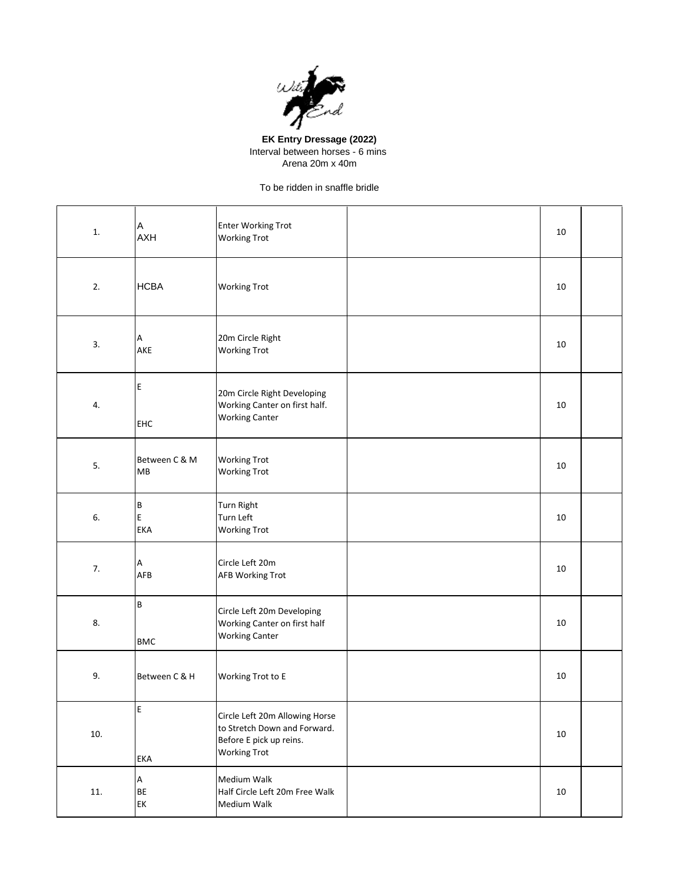**EK Entry Dressage (2022)**

Interval between horses - 6 mins

Arena 20m x 40m

To be ridden in snaffle bridle

| | | | | | |
|---|---|---|---|---|---|
| 1. | A<br>AXH | Enter Working Trot<br>Working Trot | | 10 | |
| 2. | HCBA | Working Trot | | 10 | |
| 3. | A<br>AKE | 20m Circle Right<br>Working Trot | | 10 | |
| 4. | E<br><br>EHC | 20m Circle Right Developing Working Canter on first half.<br>Working Canter | | 10 | |
| 5. | Between C & M<br>MB | Working Trot<br>Working Trot | | 10 | |
| 6. | B<br>E<br>EKA | Turn Right<br>Turn Left<br>Working Trot | | 10 | |
| 7. | A<br>AFB | Circle Left 20m<br>AFB Working Trot | | 10 | |
| 8. | B<br><br>BMC | Circle Left 20m Developing Working Canter on first half<br>Working Canter | | 10 | |
| 9. | Between C & H | Working Trot to E | | 10 | |
| 10. | E<br><br>EKA | Circle Left 20m Allowing Horse to Stretch Down and Forward. Before E pick up reins.<br>Working Trot | | 10 | |
| 11. | A<br>BE<br>EK | Medium Walk<br>Half Circle Left 20m Free Walk<br>Medium Walk | | 10 | |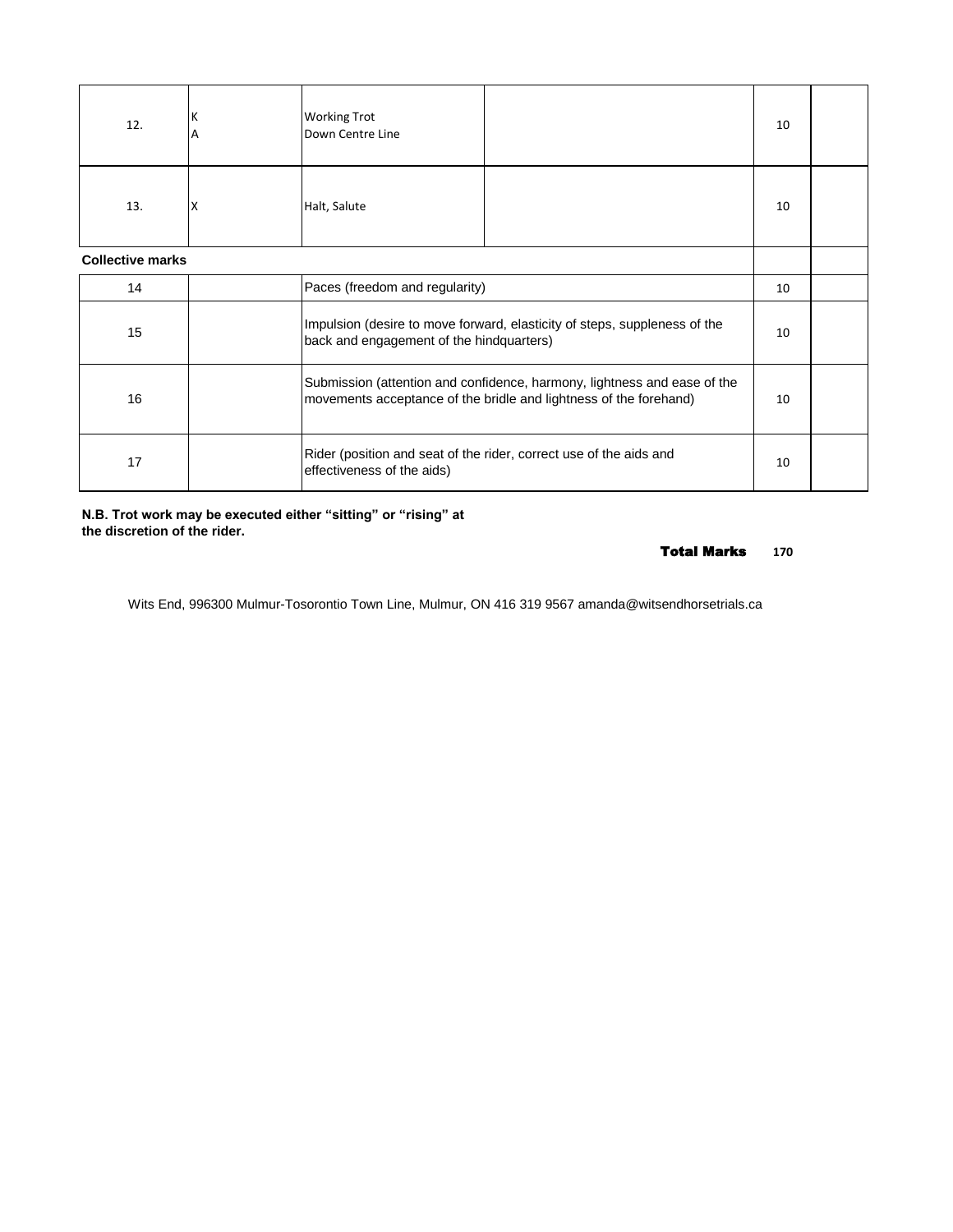| | | | | | |
|---|---|---|---|---|---|
| 12. | K<br>A | Working Trot<br>Down Centre Line | | 10 | |
| 13. | X | Halt, Salute | | 10 | |
| **Collective marks** | | | | | |
| 14 | | Paces (freedom and regularity) | | 10 | |
| 15 | | Impulsion (desire to move forward, elasticity of steps, suppleness of the back and engagement of the hindquarters) | | 10 | |
| 16 | | Submission (attention and confidence, harmony, lightness and ease of the movements acceptance of the bridle and lightness of the forehand) | | 10 | |
| 17 | | Rider (position and seat of the rider, correct use of the aids and effectiveness of the aids) | | 10 | |

**N.B. Trot work may be executed either "sitting" or "rising" at the discretion of the rider.**

**Total Marks** **170**

Wits End, 996300 Mulmur-Tosorontio Town Line, Mulmur, ON 416 319 9567 amanda@witsendhorsetrials.ca